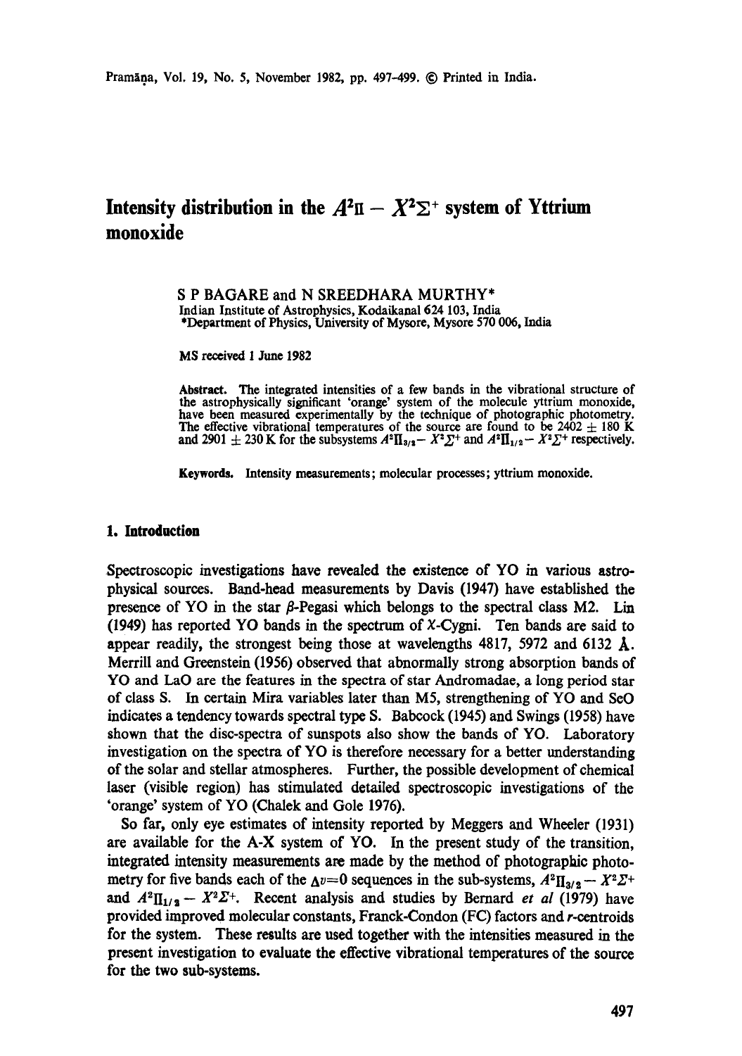# Intensity distribution in the $A^2\Pi - X^2\Sigma^+$ system of Yttrium monoxide

S P BAGARE and N SREEDHARA MURTHY*

Indian Institute of Astrophysics, Kodaikanal 624 103, India

*Department of Physics, University of Mysore, Mysore 570 006, India

MS received 1 June 1982

**Abstract.** The integrated intensities of a few bands in the vibrational structure of the astrophysically significant 'orange' system of the molecule yttrium monoxide, have been measured experimentally by the technique of photographic photometry. The effective vibrational temperatures of the source are found to be $2402 \pm 180$ K and $2901 \pm 230$ K for the subsystems $A^2\Pi_{3/2} - X^2\Sigma^+$ and $A^2\Pi_{1/2} - X^2\Sigma^+$ respectively.

**Keywords.** Intensity measurements; molecular processes; yttrium monoxide.

## 1. Introduction

Spectroscopic investigations have revealed the existence of YO in various astrophysical sources. Band-head measurements by Davis (1947) have established the presence of YO in the star $\beta$-Pegasi which belongs to the spectral class M2. Lin (1949) has reported YO bands in the spectrum of $\chi$-Cygni. Ten bands are said to appear readily, the strongest being those at wavelengths 4817, 5972 and 6132 Å. Merrill and Greenstein (1956) observed that abnormally strong absorption bands of YO and LaO are the features in the spectra of star Andromadae, a long period star of class S. In certain Mira variables later than M5, strengthening of YO and ScO indicates a tendency towards spectral type S. Babcock (1945) and Swings (1958) have shown that the disc-spectra of sunspots also show the bands of YO. Laboratory investigation on the spectra of YO is therefore necessary for a better understanding of the solar and stellar atmospheres. Further, the possible development of chemical laser (visible region) has stimulated detailed spectroscopic investigations of the 'orange' system of YO (Chalek and Gole 1976).

So far, only eye estimates of intensity reported by Meggers and Wheeler (1931) are available for the A-X system of YO. In the present study of the transition, integrated intensity measurements are made by the method of photographic photometry for five bands each of the $\Delta v = 0$ sequences in the sub-systems, $A^2\Pi_{3/2} - X^2\Sigma^+$ and $A^2\Pi_{1/2} - X^2\Sigma^+$. Recent analysis and studies by Bernard *et al* (1979) have provided improved molecular constants, Franck-Condon (FC) factors and *r*-centroids for the system. These results are used together with the intensities measured in the present investigation to evaluate the effective vibrational temperatures of the source for the two sub-systems.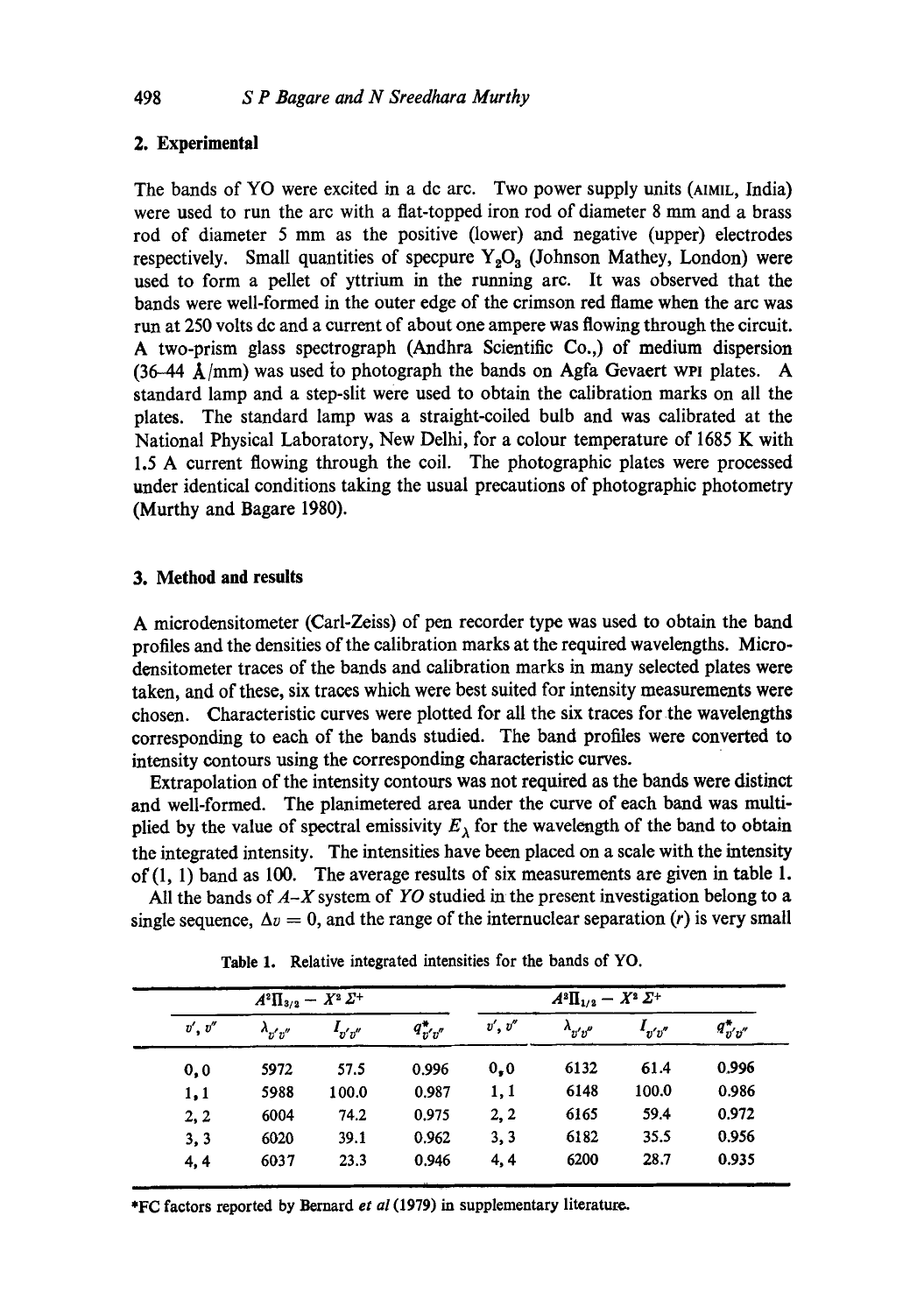## 2. Experimental

The bands of YO were excited in a dc arc. Two power supply units (AIMIL, India) were used to run the arc with a flat-topped iron rod of diameter 8 mm and a brass rod of diameter 5 mm as the positive (lower) and negative (upper) electrodes respectively. Small quantities of specpure $Y_2O_3$ (Johnson Mathey, London) were used to form a pellet of yttrium in the running arc. It was observed that the bands were well-formed in the outer edge of the crimson red flame when the arc was run at 250 volts dc and a current of about one ampere was flowing through the circuit. A two-prism glass spectrograph (Andhra Scientific Co.,) of medium dispersion (36–44 Å/mm) was used to photograph the bands on Agfa Gevaert WPI plates. A standard lamp and a step-slit were used to obtain the calibration marks on all the plates. The standard lamp was a straight-coiled bulb and was calibrated at the National Physical Laboratory, New Delhi, for a colour temperature of 1685 K with 1.5 A current flowing through the coil. The photographic plates were processed under identical conditions taking the usual precautions of photographic photometry (Murthy and Bagare 1980).

## 3. Method and results

A microdensitometer (Carl-Zeiss) of pen recorder type was used to obtain the band profiles and the densities of the calibration marks at the required wavelengths. Microdensitometer traces of the bands and calibration marks in many selected plates were taken, and of these, six traces which were best suited for intensity measurements were chosen. Characteristic curves were plotted for all the six traces for the wavelengths corresponding to each of the bands studied. The band profiles were converted to intensity contours using the corresponding characteristic curves.

Extrapolation of the intensity contours was not required as the bands were distinct and well-formed. The planimetered area under the curve of each band was multiplied by the value of spectral emissivity $E_\lambda$ for the wavelength of the band to obtain the integrated intensity. The intensities have been placed on a scale with the intensity of (1, 1) band as 100. The average results of six measurements are given in table 1.

All the bands of $A$–$X$ system of $YO$ studied in the present investigation belong to a single sequence, $\Delta v = 0$, and the range of the internuclear separation ($r$) is very small

Table 1. Relative integrated intensities for the bands of YO.

| $A^2\Pi_{3/2} - X^2\Sigma^+$ | | | | $A^2\Pi_{1/2} - X^2\Sigma^+$ | | | |
|---|---|---|---|---|---|---|---|
| $v', v''$ | $\lambda_{v'v''}$ | $I_{v'v''}$ | $q^*_{v'v''}$ | $v', v''$ | $\lambda_{v'v''}$ | $I_{v'v''}$ | $q^*_{v'v''}$ |
| 0, 0 | 5972 | 57.5 | 0.996 | 0, 0 | 6132 | 61.4 | 0.996 |
| 1, 1 | 5988 | 100.0 | 0.987 | 1, 1 | 6148 | 100.0 | 0.986 |
| 2, 2 | 6004 | 74.2 | 0.975 | 2, 2 | 6165 | 59.4 | 0.972 |
| 3, 3 | 6020 | 39.1 | 0.962 | 3, 3 | 6182 | 35.5 | 0.956 |
| 4, 4 | 6037 | 23.3 | 0.946 | 4, 4 | 6200 | 28.7 | 0.935 |

*FC factors reported by Bernard *et al* (1979) in supplementary literature.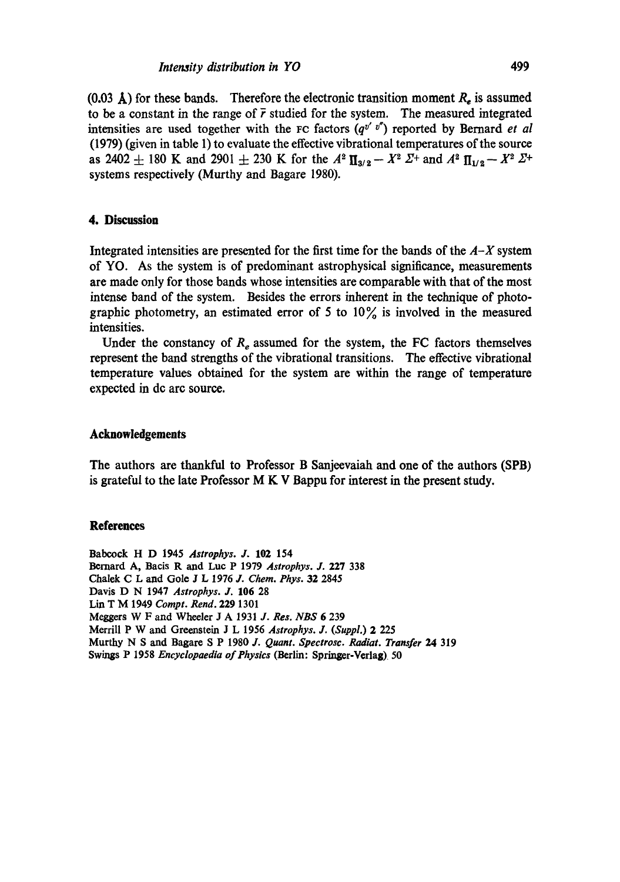(0.03 Å) for these bands. Therefore the electronic transition moment $R_e$ is assumed to be a constant in the range of $\bar{r}$ studied for the system. The measured integrated intensities are used together with the FC factors ($q^{v' v''}$) reported by Bernard *et al* (1979) (given in table 1) to evaluate the effective vibrational temperatures of the source as $2402 \pm 180$ K and $2901 \pm 230$ K for the $A^2\Pi_{3/2} - X^2\Sigma^+$ and $A^2\Pi_{1/2} - X^2\Sigma^+$ systems respectively (Murthy and Bagare 1980).

## 4. Discussion

Integrated intensities are presented for the first time for the bands of the $A$–$X$ system of YO. As the system is of predominant astrophysical significance, measurements are made only for those bands whose intensities are comparable with that of the most intense band of the system. Besides the errors inherent in the technique of photographic photometry, an estimated error of 5 to 10% is involved in the measured intensities.

Under the constancy of $R_e$ assumed for the system, the FC factors themselves represent the band strengths of the vibrational transitions. The effective vibrational temperature values obtained for the system are within the range of temperature expected in dc arc source.

## Acknowledgements

The authors are thankful to Professor B Sanjeevaiah and one of the authors (SPB) is grateful to the late Professor M K V Bappu for interest in the present study.

## References

Babcock H D 1945 *Astrophys. J.* **102** 154
Bernard A, Bacis R and Luc P 1979 *Astrophys. J.* **227** 338
Chalek C L and Gole J L 1976 *J. Chem. Phys.* **32** 2845
Davis D N 1947 *Astrophys. J.* **106** 28
Lin T M 1949 *Compt. Rend.* **229** 1301
Meggers W F and Wheeler J A 1931 *J. Res. NBS* **6** 239
Merrill P W and Greenstein J L 1956 *Astrophys. J. (Suppl.)* **2** 225
Murthy N S and Bagare S P 1980 *J. Quant. Spectrosc. Radiat. Transfer* **24** 319
Swings P 1958 *Encyclopaedia of Physics* (Berlin: Springer-Verlag) 50